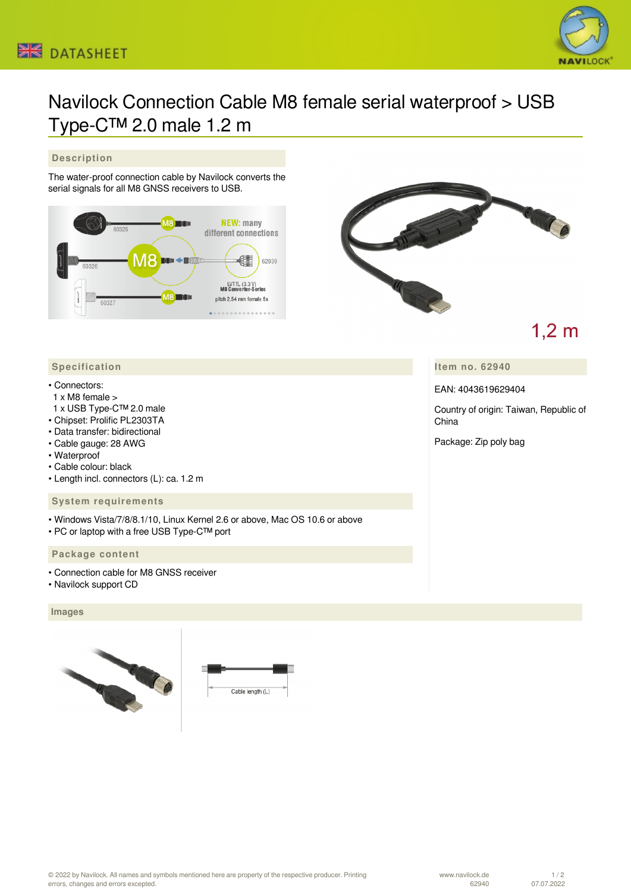# Navilock Connection Cable M8 female serial waterproof > USB Type-C™ 2.0 male 1.2 m

## Description

The water-proof connection cable by Navilock converts the serial signals for all M8 GNSS receivers to USB.

1,2 m

## Specification

- Connectors:
  1 x M8 female >
  1 x USB Type-C™ 2.0 male
- Chipset: Prolific PL2303TA
- Data transfer: bidirectional
- Cable gauge: 28 AWG
- Waterproof
- Cable colour: black
- Length incl. connectors (L): ca. 1.2 m

## Item no. 62940

EAN: 4043619629404

Country of origin: Taiwan, Republic of China

Package: Zip poly bag

## System requirements

- Windows Vista/7/8/8.1/10, Linux Kernel 2.6 or above, Mac OS 10.6 or above
- PC or laptop with a free USB Type-C™ port

## Package content

- Connection cable for M8 GNSS receiver
- Navilock support CD

## Images

Cable length (L)

© 2022 by Navilock. All names and symbols mentioned here are property of the respective producer. Printing errors, changes and errors excepted.

www.navilock.de 62940 07.07.2022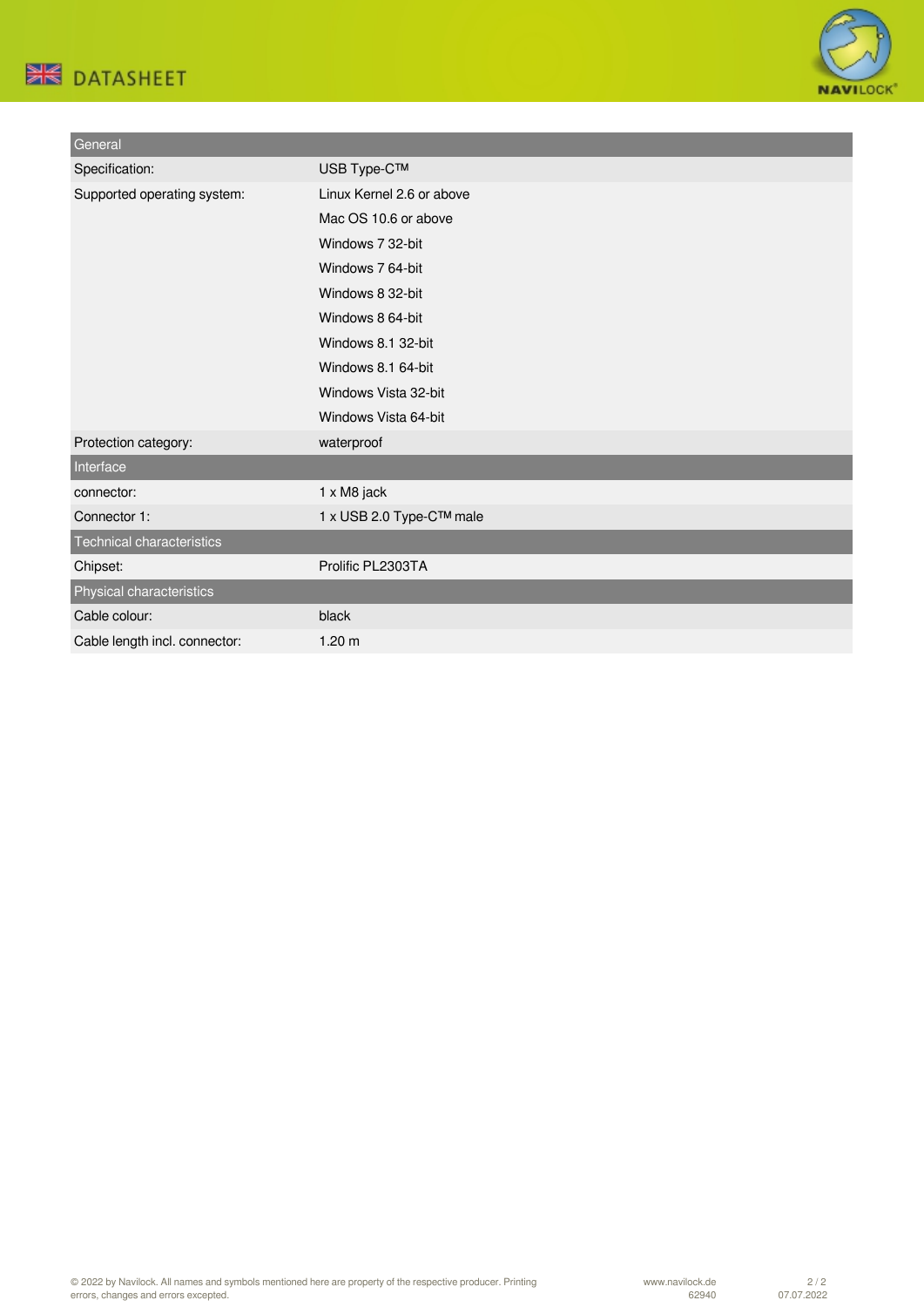# DATASHEET

| General | |
|---|---|
| Specification: | USB Type-C™ |
| Supported operating system: | Linux Kernel 2.6 or above |
| | Mac OS 10.6 or above |
| | Windows 7 32-bit |
| | Windows 7 64-bit |
| | Windows 8 32-bit |
| | Windows 8 64-bit |
| | Windows 8.1 32-bit |
| | Windows 8.1 64-bit |
| | Windows Vista 32-bit |
| | Windows Vista 64-bit |
| Protection category: | waterproof |
| **Interface** | |
| connector: | 1 x M8 jack |
| Connector 1: | 1 x USB 2.0 Type-C™ male |
| **Technical characteristics** | |
| Chipset: | Prolific PL2303TA |
| **Physical characteristics** | |
| Cable colour: | black |
| Cable length incl. connector: | 1.20 m |

© 2022 by Navilock. All names and symbols mentioned here are property of the respective producer. Printing errors, changes and errors excepted.

www.navilock.de
62940

07.07.2022